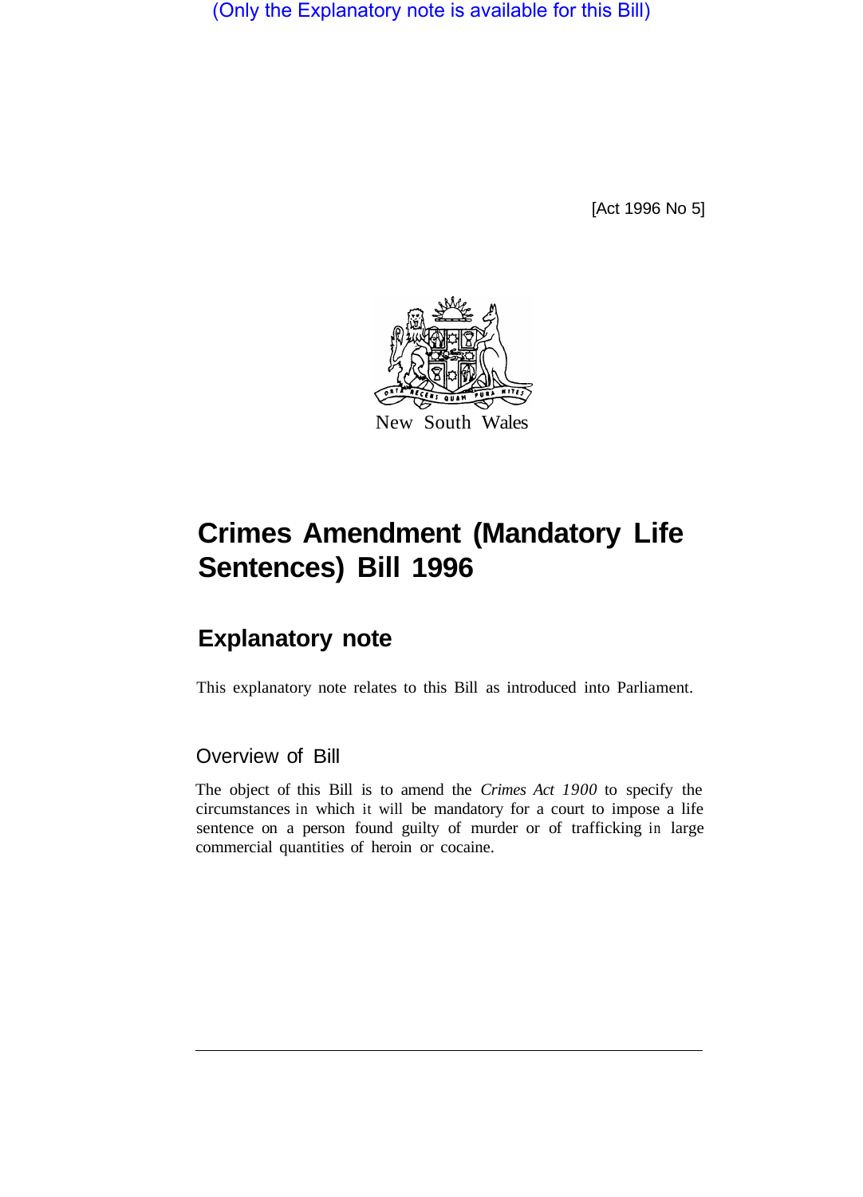(Only the Explanatory note is available for this Bill)

[Act 1996 No 5]

New South Wales

# Crimes Amendment (Mandatory Life Sentences) Bill 1996

## Explanatory note

This explanatory note relates to this Bill as introduced into Parliament.

### Overview of Bill

The object of this Bill is to amend the *Crimes Act 1900* to specify the circumstances in which it will be mandatory for a court to impose a life sentence on a person found guilty of murder or of trafficking in large commercial quantities of heroin or cocaine.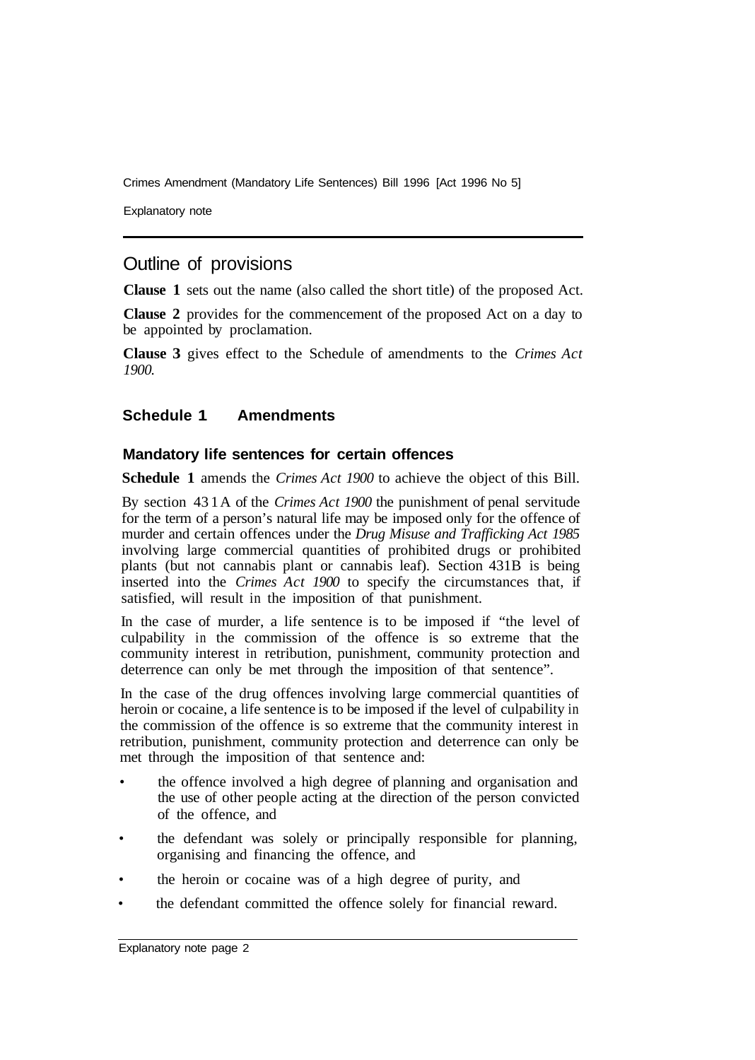# Outline of provisions

**Clause 1** sets out the name (also called the short title) of the proposed Act.

**Clause 2** provides for the commencement of the proposed Act on a day to be appointed by proclamation.

**Clause 3** gives effect to the Schedule of amendments to the *Crimes Act 1900.*

## Schedule 1 Amendments

### Mandatory life sentences for certain offences

**Schedule 1** amends the *Crimes Act 1900* to achieve the object of this Bill.

By section 431A of the *Crimes Act 1900* the punishment of penal servitude for the term of a person's natural life may be imposed only for the offence of murder and certain offences under the *Drug Misuse and Trafficking Act 1985* involving large commercial quantities of prohibited drugs or prohibited plants (but not cannabis plant or cannabis leaf). Section 431B is being inserted into the *Crimes Act 1900* to specify the circumstances that, if satisfied, will result in the imposition of that punishment.

In the case of murder, a life sentence is to be imposed if "the level of culpability in the commission of the offence is so extreme that the community interest in retribution, punishment, community protection and deterrence can only be met through the imposition of that sentence".

In the case of the drug offences involving large commercial quantities of heroin or cocaine, a life sentence is to be imposed if the level of culpability in the commission of the offence is so extreme that the community interest in retribution, punishment, community protection and deterrence can only be met through the imposition of that sentence and:

- the offence involved a high degree of planning and organisation and the use of other people acting at the direction of the person convicted of the offence, and
- the defendant was solely or principally responsible for planning, organising and financing the offence, and
- the heroin or cocaine was of a high degree of purity, and
- the defendant committed the offence solely for financial reward.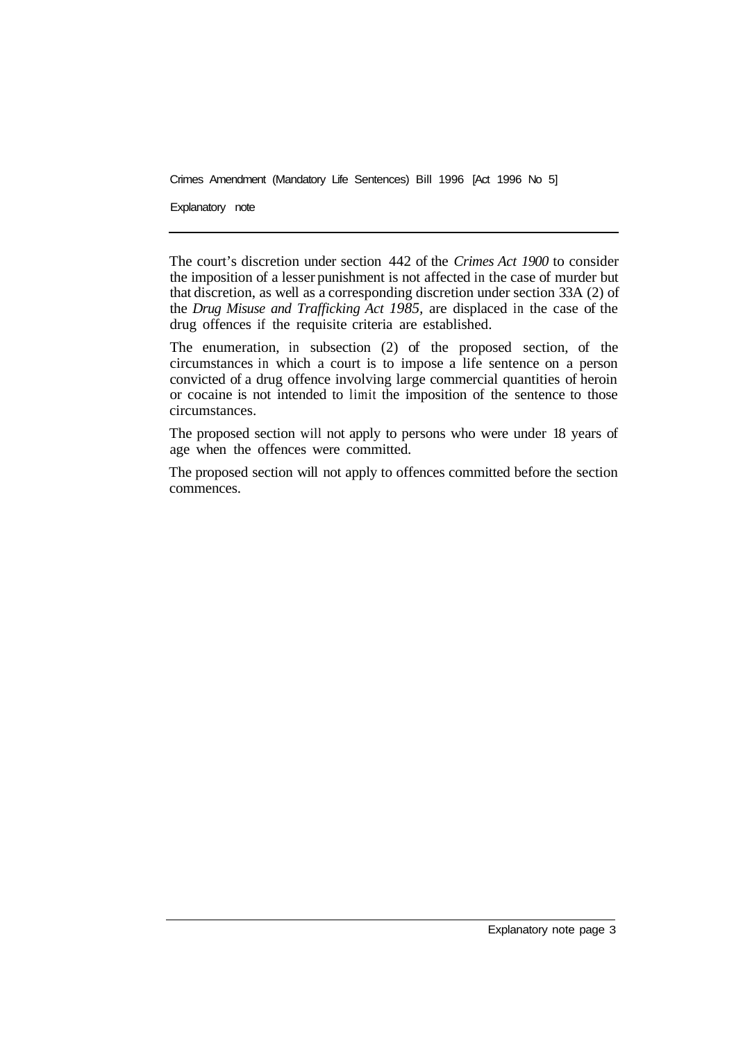The court's discretion under section 442 of the *Crimes Act 1900* to consider the imposition of a lesser punishment is not affected in the case of murder but that discretion, as well as a corresponding discretion under section 33A (2) of the *Drug Misuse and Trafficking Act 1985*, are displaced in the case of the drug offences if the requisite criteria are established.

The enumeration, in subsection (2) of the proposed section, of the circumstances in which a court is to impose a life sentence on a person convicted of a drug offence involving large commercial quantities of heroin or cocaine is not intended to limit the imposition of the sentence to those circumstances.

The proposed section will not apply to persons who were under 18 years of age when the offences were committed.

The proposed section will not apply to offences committed before the section commences.